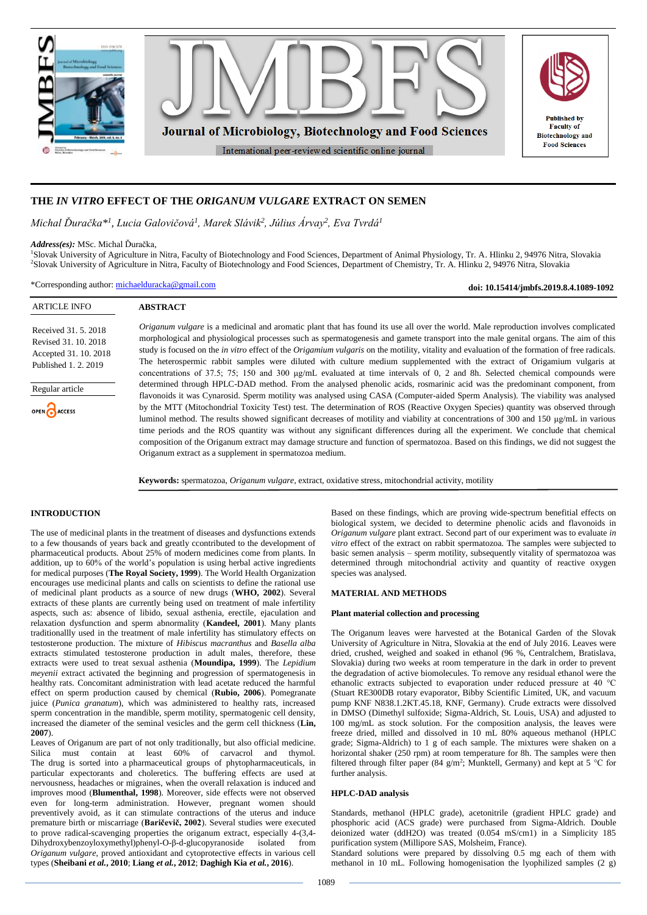# THE *IN VITRO* EFFECT OF THE *ORIGANUM VULGARE* EXTRACT ON SEMEN

*Michal Ďuračka\*[1], Lucia Galovičová[1], Marek Slávik[2], Július Árvay[2], Eva Tvrdá[1]*

***Address(es):*** MSc. Michal Ďuračka,

[1]Slovak University of Agriculture in Nitra, Faculty of Biotechnology and Food Sciences, Department of Animal Physiology, Tr. A. Hlinku 2, 94976 Nitra, Slovakia
[2]Slovak University of Agriculture in Nitra, Faculty of Biotechnology and Food Sciences, Department of Chemistry, Tr. A. Hlinku 2, 94976 Nitra, Slovakia

\*Corresponding author: michaelduracka@gmail.com

**doi: 10.15414/jmbfs.2019.8.4.1089-1092**

ARTICLE INFO

Received 31. 5. 2018
Revised 31. 10. 2018
Accepted 31. 10. 2018
Published 1. 2. 2019

Regular article

OPEN ACCESS

## ABSTRACT

*Origanum vulgare* is a medicinal and aromatic plant that has found its use all over the world. Male reproduction involves complicated morphological and physiological processes such as spermatogenesis and gamete transport into the male genital organs. The aim of this study is focused on the *in vitro* effect of the *Origamium vulgaris* on the motility, vitality and evaluation of the formation of free radicals. The heterospermic rabbit samples were diluted with culture medium supplemented with the extract of Origamium vulgaris at concentrations of 37.5; 75; 150 and 300 μg/mL evaluated at time intervals of 0, 2 and 8h. Selected chemical compounds were determined through HPLC-DAD method. From the analysed phenolic acids, rosmarinic acid was the predominant component, from flavonoids it was Cynarosid. Sperm motility was analysed using CASA (Computer-aided Sperm Analysis). The viability was analysed by the MTT (Mitochondrial Toxicity Test) test. The determination of ROS (Reactive Oxygen Species) quantity was observed through luminol method. The results showed significant decreases of motility and viability at concentrations of 300 and 150 μg/mL in various time periods and the ROS quantity was without any significant differences during all the experiment. We conclude that chemical composition of the Origanum extract may damage structure and function of spermatozoa. Based on this findings, we did not suggest the Origanum extract as a supplement in spermatozoa medium.

**Keywords:** spermatozoa, *Origanum vulgare*, extract, oxidative stress, mitochondrial activity, motility

## INTRODUCTION

The use of medicinal plants in the treatment of diseases and dysfunctions extends to a few thousands of years back and greatly ccontributed to the development of pharmaceutical products. About 25% of modern medicines come from plants. In addition, up to 60% of the world's population is using herbal active ingredients for medical purposes (**The Royal Society, 1999**). The World Health Organization encourages use medicinal plants and calls on scientists to define the rational use of medicinal plant products as a source of new drugs (**WHO, 2002**). Several extracts of these plants are currently being used on treatment of male infertility aspects, such as: absence of libido, sexual asthenia, erectile, ejaculation and relaxation dysfunction and sperm abnormality (**Kandeel, 2001**). Many plants traditionallly used in the treatment of male infertility has stimulatory effects on testosterone production. The mixture of *Hibiscus macranthus* and *Basella alba* extracts stimulated testosterone production in adult males, therefore, these extracts were used to treat sexual asthenia (**Moundipa, 1999**). The *Lepidium meyenii* extract activated the beginning and progression of spermatogenesis in healthy rats. Concomitant administration with lead acetate reduced the harmful effect on sperm production caused by chemical (**Rubio, 2006**). Pomegranate juice (*Punica granatum*), which was administered to healthy rats, increased sperm concentration in the mandible, sperm motility, spermatogenic cell density, increased the diameter of the seminal vesicles and the germ cell thickness (**Lin, 2007**).

Leaves of Origanum are part of not only traditionally, but also official medicine. Silica must contain at least 60% of carvacrol and thymol. The drug is sorted into a pharmaceutical groups of phytopharmaceuticals, in particular expectorants and choleretics. The buffering effects are used at nervousness, headaches or migraines, when the overall relaxation is induced and improves mood (**Blumenthal, 1998**). Moreover, side effects were not observed even for long-term administration. However, pregnant women should preventively avoid, as it can stimulate contractions of the uterus and induce premature birth or miscarriage (**Baričevič, 2002**). Several studies were executed to prove radical-scavenging properties the origanum extract, especially 4-(3,4-Dihydroxybenzoyloxymethyl)phenyl-O-β-d-glucopyranoside isolated from *Origanum vulgare*, proved antioxidant and cytoprotective effects in various cell types (**Sheibani *et al.*, 2010**; **Liang *et al.*, 2012**; **Daghigh Kia *et al.*, 2016**).

Based on these findings, which are proving wide-spectrum benefitial effects on biological system, we decided to determine phenolic acids and flavonoids in *Origanum vulgare* plant extract. Second part of our experiment was to evaluate *in vitro* effect of the extract on rabbit spermatozoa. The samples were subjected to basic semen analysis – sperm motility, subsequently vitality of spermatozoa was determined through mitochondrial activity and quantity of reactive oxygen species was analysed.

## MATERIAL AND METHODS

### Plant material collection and processing

The Origanum leaves were harvested at the Botanical Garden of the Slovak University of Agriculture in Nitra, Slovakia at the end of July 2016. Leaves were dried, crushed, weighed and soaked in ethanol (96 %, Centralchem, Bratislava, Slovakia) during two weeks at room temperature in the dark in order to prevent the degradation of active biomolecules. To remove any residual ethanol were the ethanolic extracts subjected to evaporation under reduced pressure at 40 °C (Stuart RE300DB rotary evaporator, Bibby Scientific Limited, UK, and vacuum pump KNF N838.1.2KT.45.18, KNF, Germany). Crude extracts were dissolved in DMSO (Dimethyl sulfoxide; Sigma-Aldrich, St. Louis, USA) and adjusted to 100 mg/mL as stock solution. For the composition analysis, the leaves were freeze dried, milled and dissolved in 10 mL 80% aqueous methanol (HPLC grade; Sigma-Aldrich) to 1 g of each sample. The mixtures were shaken on a horizontal shaker (250 rpm) at room temperature for 8h. The samples were then filtered through filter paper (84 g/m$^2$; Munktell, Germany) and kept at 5 °C for further analysis.

### HPLC-DAD analysis

Standards, methanol (HPLC grade), acetonitrile (gradient HPLC grade) and phosphoric acid (ACS grade) were purchased from Sigma-Aldrich. Double deionized water (ddH2O) was treated (0.054 mS/cm1) in a Simplicity 185 purification system (Millipore SAS, Molsheim, France).

Standard solutions were prepared by dissolving 0.5 mg each of them with methanol in 10 mL. Following homogenisation the lyophilized samples (2 g)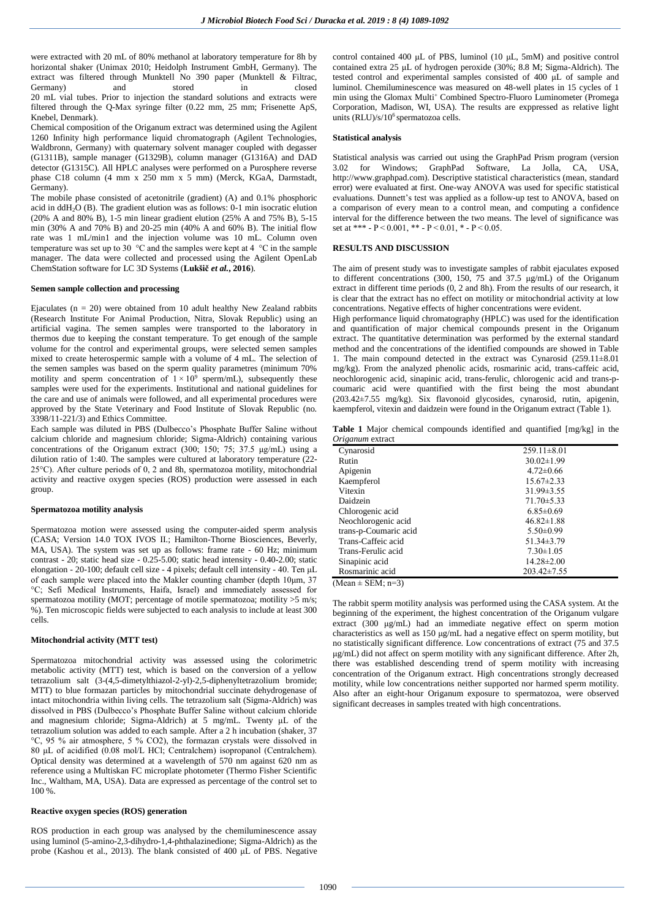were extracted with 20 mL of 80% methanol at laboratory temperature for 8h by horizontal shaker (Unimax 2010; Heidolph Instrument GmbH, Germany). The extract was filtered through Munktell No 390 paper (Munktell & Filtrac, Germany) and stored in closed 20 mL vial tubes. Prior to injection the standard solutions and extracts were filtered through the Q-Max syringe filter (0.22 mm, 25 mm; Frisenette ApS, Knebel, Denmark).

Chemical composition of the Origanum extract was determined using the Agilent 1260 Infinity high performance liquid chromatograph (Agilent Technologies, Waldbronn, Germany) with quaternary solvent manager coupled with degasser (G1311B), sample manager (G1329B), column manager (G1316A) and DAD detector (G1315C). All HPLC analyses were performed on a Purosphere reverse phase C18 column (4 mm x 250 mm x 5 mm) (Merck, KGaA, Darmstadt, Germany).

The mobile phase consisted of acetonitrile (gradient) (A) and 0.1% phosphoric acid in ddH$_2$O (B). The gradient elution was as follows: 0-1 min isocratic elution (20% A and 80% B), 1-5 min linear gradient elution (25% A and 75% B), 5-15 min (30% A and 70% B) and 20-25 min (40% A and 60% B). The initial flow rate was 1 mL/min1 and the injection volume was 10 mL. Column oven temperature was set up to 30 °C and the samples were kept at 4 °C in the sample manager. The data were collected and processed using the Agilent OpenLab ChemStation software for LC 3D Systems (**Lukšič *et al.*, 2016**).

#### Semen sample collection and processing

Ejaculates (n = 20) were obtained from 10 adult healthy New Zealand rabbits (Research Institute For Animal Production, Nitra, Slovak Republic) using an artificial vagina. The semen samples were transported to the laboratory in thermos due to keeping the constant temperature. To get enough of the sample volume for the control and experimental groups, were selected semen samples mixed to create heterospermic sample with a volume of 4 mL. The selection of the semen samples was based on the sperm quality parametres (minimum 70% motility and sperm concentration of $1 \times 10^9$ sperm/mL), subsequently these samples were used for the experiments. Institutional and national guidelines for the care and use of animals were followed, and all experimental procedures were approved by the State Veterinary and Food Institute of Slovak Republic (no. 3398/11-221/3) and Ethics Committee.

Each sample was diluted in PBS (Dulbecco's Phosphate Buffer Saline without calcium chloride and magnesium chloride; Sigma-Aldrich) containing various concentrations of the Origanum extract (300; 150; 75; 37.5 μg/mL) using a dilution ratio of 1:40. The samples were cultured at laboratory temperature (22-25°C). After culture periods of 0, 2 and 8h, spermatozoa motility, mitochondrial activity and reactive oxygen species (ROS) production were assessed in each group.

#### Spermatozoa motility analysis

Spermatozoa motion were assessed using the computer-aided sperm analysis (CASA; Version 14.0 TOX IVOS II.; Hamilton-Thorne Biosciences, Beverly, MA, USA). The system was set up as follows: frame rate - 60 Hz; minimum contrast - 20; static head size - 0.25-5.00; static head intensity - 0.40-2.00; static elongation - 20-100; default cell size - 4 pixels; default cell intensity - 40. Ten μL of each sample were placed into the Makler counting chamber (depth 10μm, 37 °C; Sefi Medical Instruments, Haifa, Israel) and immediately assessed for spermatozoa motility (MOT; percentage of motile spermatozoa; motility >5 m/s; %). Ten microscopic fields were subjected to each analysis to include at least 300 cells.

#### Mitochondrial activity (MTT test)

Spermatozoa mitochondrial activity was assessed using the colorimetric metabolic activity (MTT) test, which is based on the conversion of a yellow tetrazolium salt (3-(4,5-dimetylthiazol-2-yl)-2,5-diphenyltetrazolium bromide; MTT) to blue formazan particles by mitochondrial succinate dehydrogenase of intact mitochondria within living cells. The tetrazolium salt (Sigma-Aldrich) was dissolved in PBS (Dulbecco's Phosphate Buffer Saline without calcium chloride and magnesium chloride; Sigma-Aldrich) at 5 mg/mL. Twenty μL of the tetrazolium solution was added to each sample. After a 2 h incubation (shaker, 37 °C, 95 % air atmosphere, 5 % CO2), the formazan crystals were dissolved in 80 μL of acidified (0.08 mol/L HCl; Centralchem) isopropanol (Centralchem). Optical density was determined at a wavelength of 570 nm against 620 nm as reference using a Multiskan FC microplate photometer (Thermo Fisher Scientific Inc., Waltham, MA, USA). Data are expressed as percentage of the control set to 100 %.

#### Reactive oxygen species (ROS) generation

ROS production in each group was analysed by the chemiluminescence assay using luminol (5-amino-2,3-dihydro-1,4-phthalazinedione; Sigma-Aldrich) as the probe (Kashou et al., 2013). The blank consisted of 400 μL of PBS. Negative control contained 400 μL of PBS, luminol (10 μL, 5mM) and positive control contained extra 25 μL of hydrogen peroxide (30%; 8.8 M; Sigma-Aldrich). The tested control and experimental samples consisted of 400 μL of sample and luminol. Chemiluminescence was measured on 48-well plates in 15 cycles of 1 min using the Glomax Multi+ Combined Spectro-Fluoro Luminometer (Promega Corporation, Madison, WI, USA). The results are exppressed as relative light units (RLU)/s/$10^6$ spermatozoa cells.

#### Statistical analysis

Statistical analysis was carried out using the GraphPad Prism program (version 3.02 for Windows; GraphPad Software, La Jolla, CA, USA, http://www.graphpad.com). Descriptive statistical characteristics (mean, standard error) were evaluated at first. One-way ANOVA was used for specific statistical evaluations. Dunnett's test was applied as a follow-up test to ANOVA, based on a comparison of every mean to a control mean, and computing a confidence interval for the difference between the two means. The level of significance was set at *** - $P < 0.001$, ** - $P < 0.01$, * - $P < 0.05$.

## RESULTS AND DISCUSSION

The aim of present study was to investigate samples of rabbit ejaculates exposed to different concentrations (300, 150, 75 and 37.5 μg/mL) of the Origanum extract in different time periods (0, 2 and 8h). From the results of our research, it is clear that the extract has no effect on motility or mitochondrial activity at low concentrations. Negative effects of higher concentrations were evident.

High performance liquid chromatography (HPLC) was used for the identification and quantification of major chemical compounds present in the Origanum extract. The quantitative determination was performed by the external standard method and the concentrations of the identified compounds are showed in Table 1. The main compound detected in the extract was Cynarosid (259.11±8.01 mg/kg). From the analyzed phenolic acids, rosmarinic acid, trans-caffeic acid, neochlorogenic acid, sinapinic acid, trans-ferulic, chlorogenic acid and trans-p-coumaric acid were quantified with the first being the most abundant (203.42±7.55 mg/kg). Six flavonoid glycosides, cynarosid, rutin, apigenin, kaempferol, vitexin and daidzein were found in the Origanum extract (Table 1).

**Table 1** Major chemical compounds identified and quantified [mg/kg] in the *Origanum* extract

| Compound | [mg/kg] |
|---|---|
| Cynarosid | 259.11±8.01 |
| Rutin | 30.02±1.99 |
| Apigenin | 4.72±0.66 |
| Kaempferol | 15.67±2.33 |
| Vitexin | 31.99±3.55 |
| Daidzein | 71.70±5.33 |
| Chlorogenic acid | 6.85±0.69 |
| Neochlorogenic acid | 46.82±1.88 |
| trans-p-Coumaric acid | 5.50±0.99 |
| Trans-Caffeic acid | 51.34±3.79 |
| Trans-Ferulic acid | 7.30±1.05 |
| Sinapinic acid | 14.28±2.00 |
| Rosmarinic acid | 203.42±7.55 |

(Mean ± SEM; n=3)

The rabbit sperm motility analysis was performed using the CASA system. At the beginning of the experiment, the highest concentration of the Origanum vulgare extract (300 μg/mL) had an immediate negative effect on sperm motion characteristics as well as 150 μg/mL had a negative effect on sperm motility, but no statistically significant difference. Low concentrations of extract (75 and 37.5 μg/mL) did not affect on sperm motility with any significant difference. After 2h, there was established descending trend of sperm motility with increasing concentration of the Origanum extract. High concentrations strongly decreased motility, while low concentrations neither supported nor harmed sperm motility. Also after an eight-hour Origanum exposure to spermatozoa, were observed significant decreases in samples treated with high concentrations.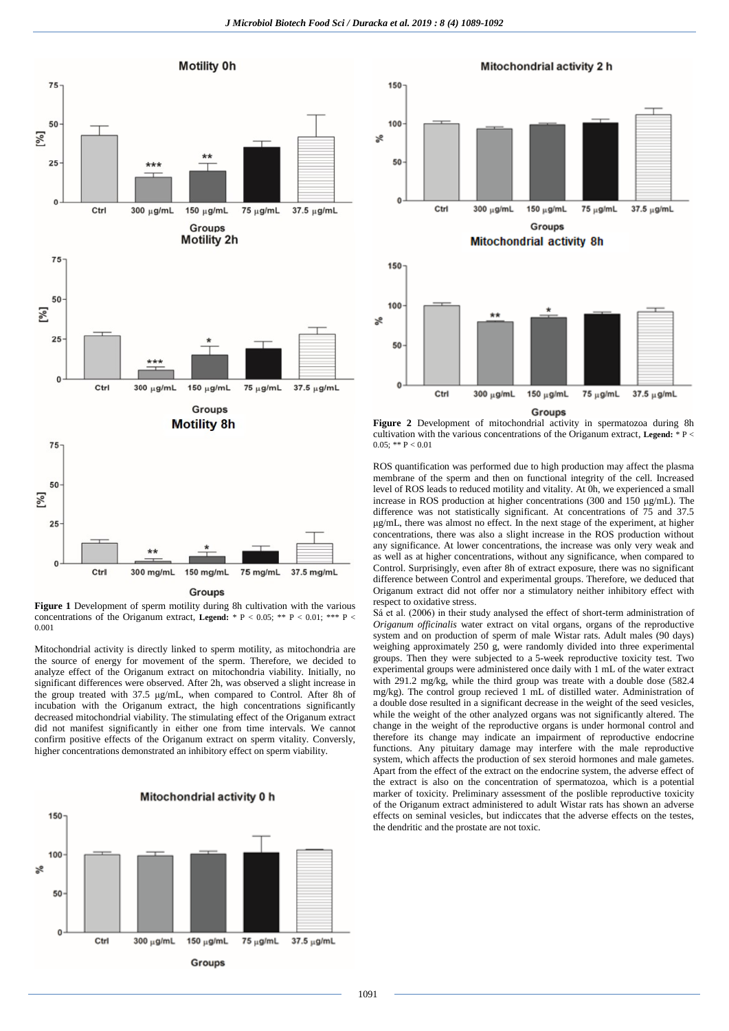**Figure 1** Development of sperm motility during 8h cultivation with the various concentrations of the Origanum extract, **Legend:** * $P < 0.05$; ** $P < 0.01$; *** $P < 0.001$

Mitochondrial activity is directly linked to sperm motility, as mitochondria are the source of energy for movement of the sperm. Therefore, we decided to analyze effect of the Origanum extract on mitochondria viability. Initially, no significant differences were observed. After 2h, was observed a slight increase in the group treated with 37.5 µg/mL, when compared to Control. After 8h of incubation with the Origanum extract, the high concentrations significantly decreased mitochondrial viability. The stimulating effect of the Origanum extract did not manifest significantly in either one from time intervals. We cannot confirm positive effects of the Origanum extract on sperm vitality. Conversely, higher concentrations demonstrated an inhibitory effect on sperm viability.

**Figure 2** Development of mitochondrial activity in spermatozoa during 8h cultivation with the various concentrations of the Origanum extract, **Legend:** * $P < 0.05$; ** $P < 0.01$

ROS quantification was performed due to high production may affect the plasma membrane of the sperm and then on functional integrity of the cell. Increased level of ROS leads to reduced motility and vitality. At 0h, we experienced a small increase in ROS production at higher concentrations (300 and 150 µg/mL). The difference was not statistically significant. At concentrations of 75 and 37.5 µg/mL, there was almost no effect. In the next stage of the experiment, at higher concentrations, there was also a slight increase in the ROS production without any significance. At lower concentrations, the increase was only very weak and as well as at higher concentrations, without any significance, when compared to Control. Surprisingly, even after 8h of extract exposure, there was no significant difference between Control and experimental groups. Therefore, we deduced that Origanum extract did not offer nor a stimulatory neither inhibitory effect with respect to oxidative stress.

Sá et al. (2006) in their study analysed the effect of short-term administration of *Origanum officinalis* water extract on vital organs, organs of the reproductive system and on production of sperm of male Wistar rats. Adult males (90 days) weighing approximately 250 g, were randomly divided into three experimental groups. Then they were subjected to a 5-week reproductive toxicity test. Two experimental groups were administered once daily with 1 mL of the water extract with 291.2 mg/kg, while the third group was treate with a double dose (582.4 mg/kg). The control group recieved 1 mL of distilled water. Administration of a double dose resulted in a significant decrease in the weight of the seed vesicles, while the weight of the other analyzed organs was not significantly altered. The change in the weight of the reproductive organs is under hormonal control and therefore its change may indicate an impairment of reproductive endocrine functions. Any pituitary damage may interfere with the male reproductive system, which affects the production of sex steroid hormones and male gametes. Apart from the effect of the extract on the endocrine system, the adverse effect of the extract is also on the concentration of spermatozoa, which is a potential marker of toxicity. Preliminary assessment of the poslible reproductive toxicity of the Origanum extract administered to adult Wistar rats has shown an adverse effects on seminal vesicles, but indiccates that the adverse effects on the testes, the dendritic and the prostate are not toxic.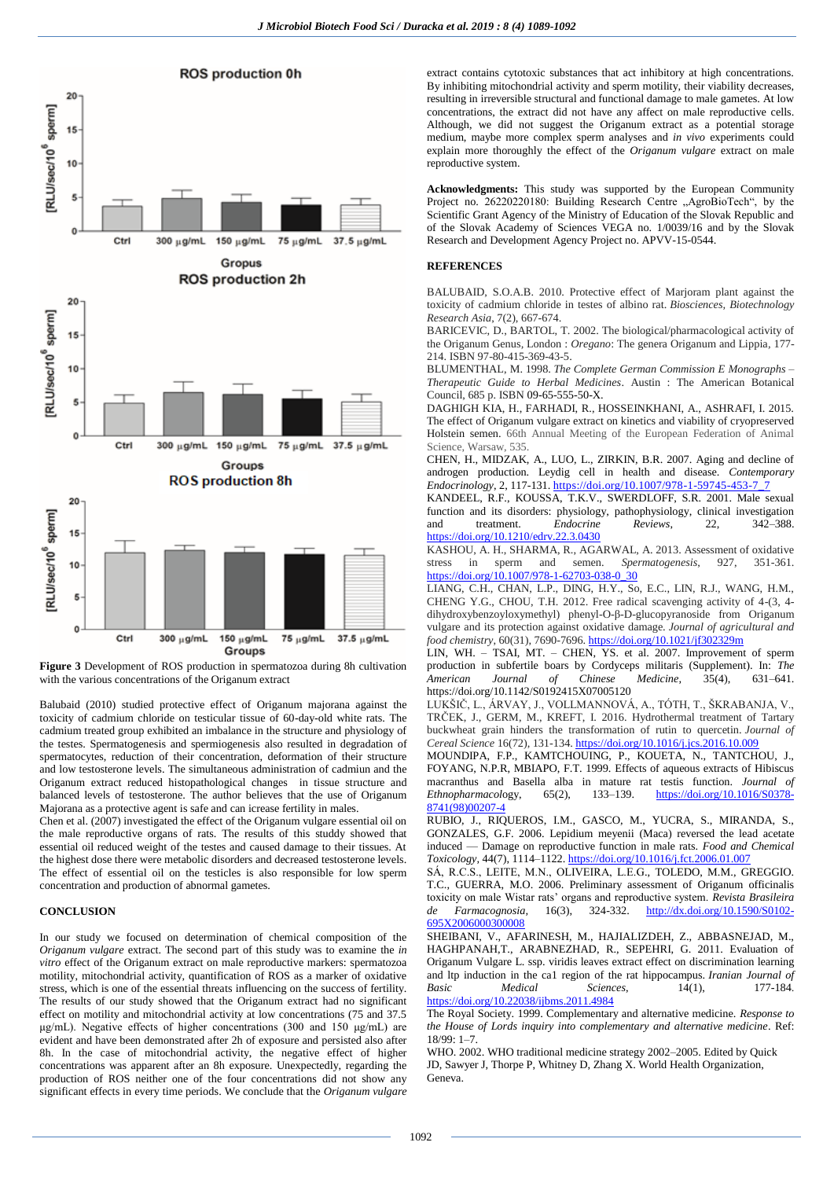ROS production 0h

[RLU/sec/$10^6$ sperm]

20
15
10
5
0

Ctrl
300 μg/mL
150 μg/mL
75 μg/mL
37.5 μg/mL

Gropus

ROS production 2h

[RLU/sec/$10^6$ sperm]

20
15
10
5
0

Ctrl
300 μg/mL
150 μg/mL
75 μg/mL
37.5 μg/mL

Groups

ROS production 8h

[RLU/sec/$10^6$ sperm]

20
15
10
5
0

Ctrl
300 μg/mL
150 μg/mL
75 μg/mL
37.5 μg/mL

Groups

**Figure 3** Development of ROS production in spermatozoa during 8h cultivation with the various concentrations of the Origanum extract

Balubaid (2010) studied protective effect of Origanum majorana against the toxicity of cadmium chloride on testicular tissue of 60-day-old white rats. The cadmium treated group exhibited an imbalance in the structure and physiology of the testes. Spermatogenesis and spermiogenesis also resulted in degradation of spermatocytes, reduction of their concentration, deformation of their structure and low testosterone levels. The simultaneous administration of cadmiun and the Origanum extract reduced histopathological changes in tissue structure and balanced levels of testosterone. The author believes that the use of Origanum Majorana as a protective agent is safe and can icrease fertility in males.

Chen et al. (2007) investigated the effect of the Origanum vulgare essential oil on the male reproductive organs of rats. The results of this studdy showed that essential oil reduced weight of the testes and caused damage to their tissues. At the highest dose there were metabolic disorders and decreased testosterone levels. The effect of essential oil on the testicles is also responsible for low sperm concentration and production of abnormal gametes.

## CONCLUSION

In our study we focused on determination of chemical composition of the *Origanum vulgare* extract. The second part of this study was to examine the *in vitro* effect of the Origanum extract on male reproductive markers: spermatozoa motility, mitochondrial activity, quantification of ROS as a marker of oxidative stress, which is one of the essential threats influencing on the success of fertility. The results of our study showed that the Origanum extract had no significant effect on motility and mitochondrial activity at low concentrations (75 and 37.5 μg/mL). Negative effects of higher concentrations (300 and 150 μg/mL) are evident and have been demonstrated after 2h of exposure and persisted also after 8h. In the case of mitochondrial activity, the negative effect of higher concentrations was apparent after an 8h exposure. Unexpectedly, regarding the production of ROS neither one of the four concentrations did not show any significant effects in every time periods. We conclude that the *Origanum vulgare* extract contains cytotoxic substances that act inhibitory at high concentrations. By inhibiting mitochondrial activity and sperm motility, their viability decreases, resulting in irreversible structural and functional damage to male gametes. At low concentrations, the extract did not have any affect on male reproductive cells. Although, we did not suggest the Origanum extract as a potential storage medium, maybe more complex sperm analyses and *in vivo* experiments could explain more thoroughly the effect of the *Origanum vulgare* extract on male reproductive system.

**Acknowledgments:** This study was supported by the European Community Project no. 26220220180: Building Research Centre „AgroBioTech", by the Scientific Grant Agency of the Ministry of Education of the Slovak Republic and of the Slovak Academy of Sciences VEGA no. 1/0039/16 and by the Slovak Research and Development Agency Project no. APVV-15-0544.

## REFERENCES

BALUBAID, S.O.A.B. 2010. Protective effect of Marjoram plant against the toxicity of cadmium chloride in testes of albino rat. *Biosciences, Biotechnology Research Asia*, 7(2), 667-674.

BARICEVIC, D., BARTOL, T. 2002. The biological/pharmacological activity of the Origanum Genus, London : *Oregano*: The genera Origanum and Lippia, 177-214. ISBN 97-80-415-369-43-5.

BLUMENTHAL, M. 1998. *The Complete German Commission E Monographs – Therapeutic Guide to Herbal Medicines*. Austin : The American Botanical Council, 685 p. ISBN 09-65-555-50-X.

DAGHIGH KIA, H., FARHADI, R., HOSSEINKHANI, A., ASHRAFI, I. 2015. The effect of Origanum vulgare extract on kinetics and viability of cryopreserved Holstein semen. 66th Annual Meeting of the European Federation of Animal Science, Warsaw, 535.

CHEN, H., MIDZAK, A., LUO, L., ZIRKIN, B.R. 2007. Aging and decline of androgen production. Leydig cell in health and disease. *Contemporary Endocrinology*, 2, 117-131. https://doi.org/10.1007/978-1-59745-453-7_7

KANDEEL, R.F., KOUSSA, T.K.V., SWERDLOFF, S.R. 2001. Male sexual function and its disorders: physiology, pathophysiology, clinical investigation and treatment. *Endocrine Reviews*, 22, 342–388. https://doi.org/10.1210/edrv.22.3.0430

KASHOU, A. H., SHARMA, R., AGARWAL, A. 2013. Assessment of oxidative stress in sperm and semen. *Spermatogenesis*, 927, 351-361. https://doi.org/10.1007/978-1-62703-038-0_30

LIANG, C.H., CHAN, L.P., DING, H.Y., So, E.C., LIN, R.J., WANG, H.M., CHENG Y.G., CHOU, T.H. 2012. Free radical scavenging activity of 4-(3, 4-dihydroxybenzoyloxymethyl) phenyl-O-β-D-glucopyranoside from Origanum vulgare and its protection against oxidative damage. *Journal of agricultural and food chemistry*, 60(31), 7690-7696. https://doi.org/10.1021/jf302329m

LIN, WH. – TSAI, MT. – CHEN, YS. et al. 2007. Improvement of sperm production in subfertile boars by Cordyceps militaris (Supplement). In: *The American Journal of Chinese Medicine*, 35(4), 631–641. https://doi.org/10.1142/S0192415X07005120

LUKŠIČ, L., ÁRVAY, J., VOLLMANNOVÁ, A., TÓTH, T., ŠKRABANJA, V., TRČEK, J., GERM, M., KREFT, I. 2016. Hydrothermal treatment of Tartary buckwheat grain hinders the transformation of rutin to quercetin. *Journal of Cereal Science* 16(72), 131-134. https://doi.org/10.1016/j.jcs.2016.10.009

MOUNDIPA, F.P., KAMTCHOUING, P., KOUETA, N., TANTCHOU, J., FOYANG, N.P.R, MBIAPO, F.T. 1999. Effects of aqueous extracts of Hibiscus macranthus and Basella alba in mature rat testis function. *Journal of Ethnopharmacology*, 65(2), 133–139. https://doi.org/10.1016/S0378-8741(98)00207-4

RUBIO, J., RIQUEROS, I.M., GASCO, M., YUCRA, S., MIRANDA, S., GONZALES, G.F. 2006. Lepidium meyenii (Maca) reversed the lead acetate induced — Damage on reproductive function in male rats. *Food and Chemical Toxicology*, 44(7), 1114–1122. https://doi.org/10.1016/j.fct.2006.01.007

SÁ, R.C.S., LEITE, M.N., OLIVEIRA, L.E.G., TOLEDO, M.M., GREGGIO. T.C., GUERRA, M.O. 2006. Preliminary assessment of Origanum officinalis toxicity on male Wistar rats' organs and reproductive system. *Revista Brasileira de Farmacognosia*, 16(3), 324-332. http://dx.doi.org/10.1590/S0102-695X2006000300008

SHEIBANI, V., AFARINESH, M., HAJIALIZDEH, Z., ABBASNEJAD, M., HAGHPANAH,T., ARABNEZHAD, R., SEPEHRI, G. 2011. Evaluation of Origanum Vulgare L. ssp. viridis leaves extract effect on discrimination learning and ltp induction in the ca1 region of the rat hippocampus. *Iranian Journal of Basic Medical Sciences*, 14(1), 177-184. https://doi.org/10.22038/ijbms.2011.4984

The Royal Society. 1999. Complementary and alternative medicine. *Response to the House of Lords inquiry into complementary and alternative medicine*. Ref: 18/99: 1–7.

WHO. 2002. WHO traditional medicine strategy 2002–2005. Edited by Quick JD, Sawyer J, Thorpe P, Whitney D, Zhang X. World Health Organization, Geneva.